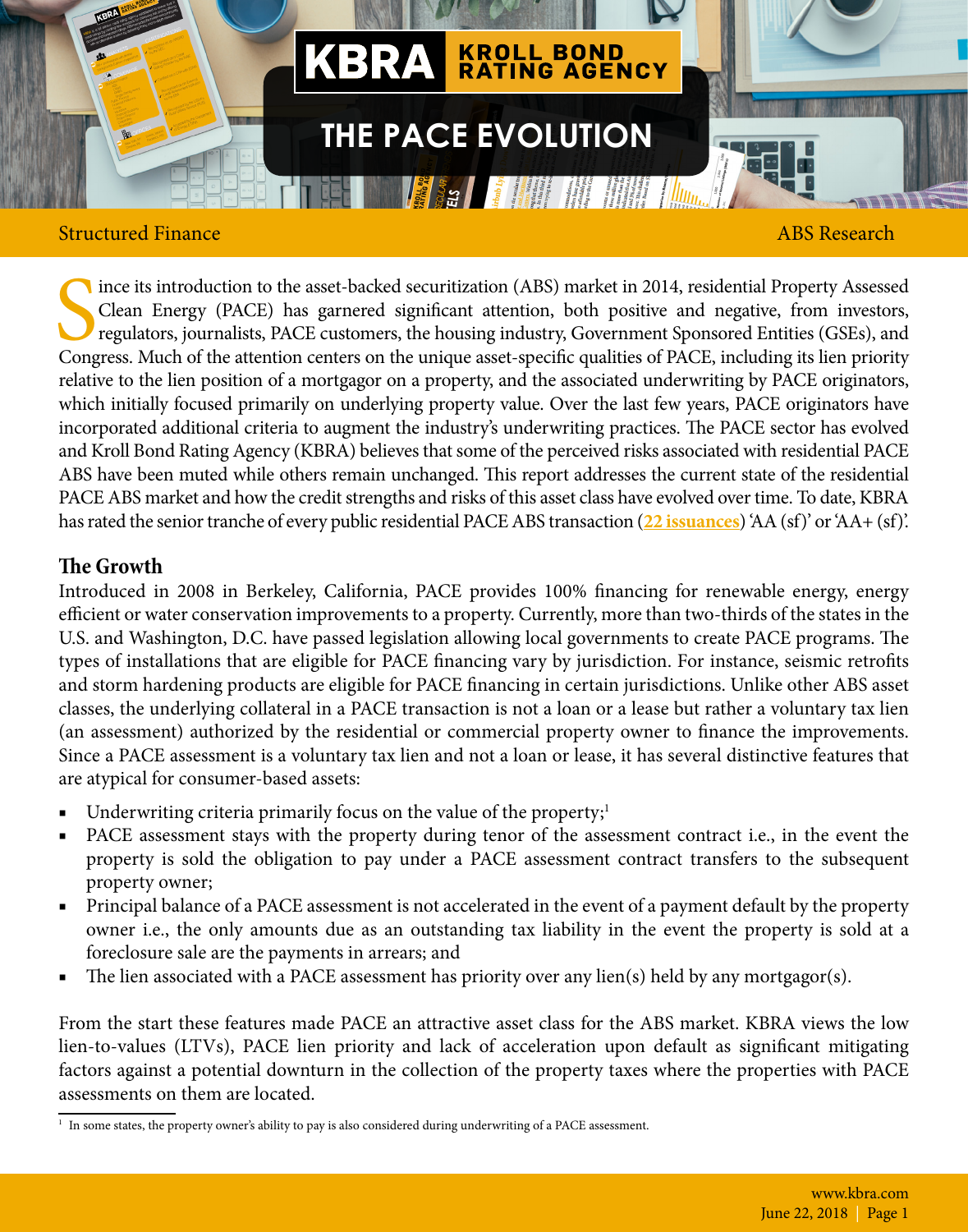# THE PACE EVOLUTION

Structured Finance

ABS Research

Since its introduction to the asset-backed securitization (ABS) market in 2014, residential Property Assessed Clean Energy (PACE) has garnered significant attention, both positive and negative, from investors, regulators, journalists, PACE customers, the housing industry, Government Sponsored Entities (GSEs), and Congress. Much of the attention centers on the unique asset-specific qualities of PACE, including its lien priority relative to the lien position of a mortgagor on a property, and the associated underwriting by PACE originators, which initially focused primarily on underlying property value. Over the last few years, PACE originators have incorporated additional criteria to augment the industry's underwriting practices. The PACE sector has evolved and Kroll Bond Rating Agency (KBRA) believes that some of the perceived risks associated with residential PACE ABS have been muted while others remain unchanged. This report addresses the current state of the residential PACE ABS market and how the credit strengths and risks of this asset class have evolved over time. To date, KBRA has rated the senior tranche of every public residential PACE ABS transaction (**22 issuances**) 'AA (sf)' or 'AA+ (sf)'.

## The Growth

Introduced in 2008 in Berkeley, California, PACE provides 100% financing for renewable energy, energy efficient or water conservation improvements to a property. Currently, more than two-thirds of the states in the U.S. and Washington, D.C. have passed legislation allowing local governments to create PACE programs. The types of installations that are eligible for PACE financing vary by jurisdiction. For instance, seismic retrofits and storm hardening products are eligible for PACE financing in certain jurisdictions. Unlike other ABS asset classes, the underlying collateral in a PACE transaction is not a loan or a lease but rather a voluntary tax lien (an assessment) authorized by the residential or commercial property owner to finance the improvements. Since a PACE assessment is a voluntary tax lien and not a loan or lease, it has several distinctive features that are atypical for consumer-based assets:

- Underwriting criteria primarily focus on the value of the property;[1]
- PACE assessment stays with the property during tenor of the assessment contract i.e., in the event the property is sold the obligation to pay under a PACE assessment contract transfers to the subsequent property owner;
- Principal balance of a PACE assessment is not accelerated in the event of a payment default by the property owner i.e., the only amounts due as an outstanding tax liability in the event the property is sold at a foreclosure sale are the payments in arrears; and
- The lien associated with a PACE assessment has priority over any lien(s) held by any mortgagor(s).

From the start these features made PACE an attractive asset class for the ABS market. KBRA views the low lien-to-values (LTVs), PACE lien priority and lack of acceleration upon default as significant mitigating factors against a potential downturn in the collection of the property taxes where the properties with PACE assessments on them are located.

[1] In some states, the property owner's ability to pay is also considered during underwriting of a PACE assessment.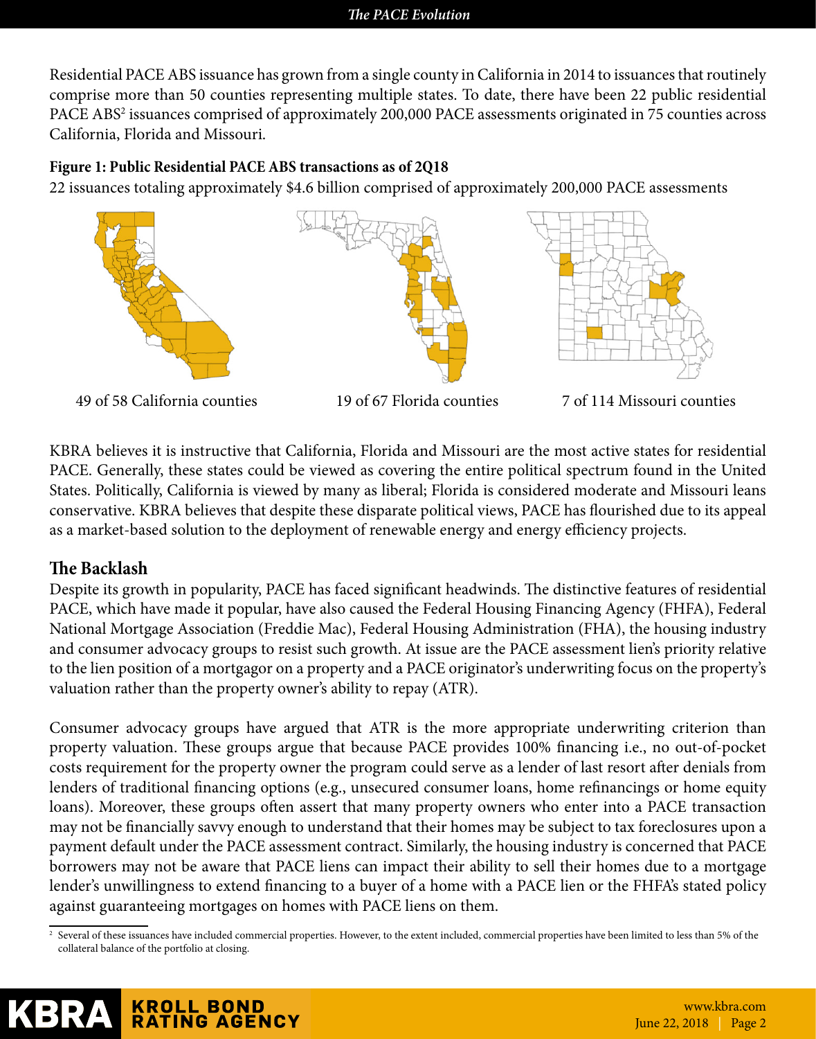Residential PACE ABS issuance has grown from a single county in California in 2014 to issuances that routinely comprise more than 50 counties representing multiple states. To date, there have been 22 public residential PACE ABS[2] issuances comprised of approximately 200,000 PACE assessments originated in 75 counties across California, Florida and Missouri.

**Figure 1: Public Residential PACE ABS transactions as of 2Q18**

22 issuances totaling approximately $4.6 billion comprised of approximately 200,000 PACE assessments

49 of 58 California counties

19 of 67 Florida counties

7 of 114 Missouri counties

KBRA believes it is instructive that California, Florida and Missouri are the most active states for residential PACE. Generally, these states could be viewed as covering the entire political spectrum found in the United States. Politically, California is viewed by many as liberal; Florida is considered moderate and Missouri leans conservative. KBRA believes that despite these disparate political views, PACE has flourished due to its appeal as a market-based solution to the deployment of renewable energy and energy efficiency projects.

## The Backlash

Despite its growth in popularity, PACE has faced significant headwinds. The distinctive features of residential PACE, which have made it popular, have also caused the Federal Housing Financing Agency (FHFA), Federal National Mortgage Association (Freddie Mac), Federal Housing Administration (FHA), the housing industry and consumer advocacy groups to resist such growth. At issue are the PACE assessment lien's priority relative to the lien position of a mortgagor on a property and a PACE originator's underwriting focus on the property's valuation rather than the property owner's ability to repay (ATR).

Consumer advocacy groups have argued that ATR is the more appropriate underwriting criterion than property valuation. These groups argue that because PACE provides 100% financing i.e., no out-of-pocket costs requirement for the property owner the program could serve as a lender of last resort after denials from lenders of traditional financing options (e.g., unsecured consumer loans, home refinancings or home equity loans). Moreover, these groups often assert that many property owners who enter into a PACE transaction may not be financially savvy enough to understand that their homes may be subject to tax foreclosures upon a payment default under the PACE assessment contract. Similarly, the housing industry is concerned that PACE borrowers may not be aware that PACE liens can impact their ability to sell their homes due to a mortgage lender's unwillingness to extend financing to a buyer of a home with a PACE lien or the FHFA's stated policy against guaranteeing mortgages on homes with PACE liens on them.

[2] Several of these issuances have included commercial properties. However, to the extent included, commercial properties have been limited to less than 5% of the collateral balance of the portfolio at closing.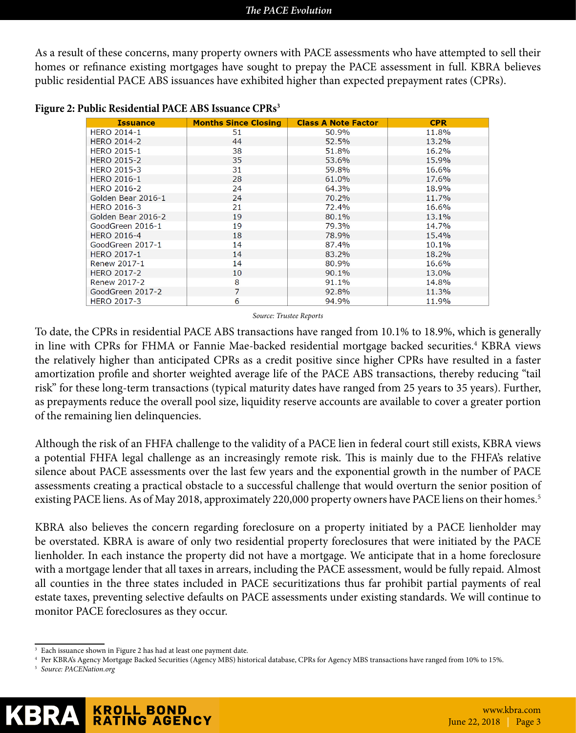As a result of these concerns, many property owners with PACE assessments who have attempted to sell their homes or refinance existing mortgages have sought to prepay the PACE assessment in full. KBRA believes public residential PACE ABS issuances have exhibited higher than expected prepayment rates (CPRs).

**Figure 2: Public Residential PACE ABS Issuance CPRs[3]**

| Issuance | Months Since Closing | Class A Note Factor | CPR |
|---|---|---|---|
| HERO 2014-1 | 51 | 50.9% | 11.8% |
| HERO 2014-2 | 44 | 52.5% | 13.2% |
| HERO 2015-1 | 38 | 51.8% | 16.2% |
| HERO 2015-2 | 35 | 53.6% | 15.9% |
| HERO 2015-3 | 31 | 59.8% | 16.6% |
| HERO 2016-1 | 28 | 61.0% | 17.6% |
| HERO 2016-2 | 24 | 64.3% | 18.9% |
| Golden Bear 2016-1 | 24 | 70.2% | 11.7% |
| HERO 2016-3 | 21 | 72.4% | 16.6% |
| Golden Bear 2016-2 | 19 | 80.1% | 13.1% |
| GoodGreen 2016-1 | 19 | 79.3% | 14.7% |
| HERO 2016-4 | 18 | 78.9% | 15.4% |
| GoodGreen 2017-1 | 14 | 87.4% | 10.1% |
| HERO 2017-1 | 14 | 83.2% | 18.2% |
| Renew 2017-1 | 14 | 80.9% | 16.6% |
| HERO 2017-2 | 10 | 90.1% | 13.0% |
| Renew 2017-2 | 8 | 91.1% | 14.8% |
| GoodGreen 2017-2 | 7 | 92.8% | 11.3% |
| HERO 2017-3 | 6 | 94.9% | 11.9% |

*Source: Trustee Reports*

To date, the CPRs in residential PACE ABS transactions have ranged from 10.1% to 18.9%, which is generally in line with CPRs for FHMA or Fannie Mae-backed residential mortgage backed securities.[4] KBRA views the relatively higher than anticipated CPRs as a credit positive since higher CPRs have resulted in a faster amortization profile and shorter weighted average life of the PACE ABS transactions, thereby reducing "tail risk" for these long-term transactions (typical maturity dates have ranged from 25 years to 35 years). Further, as prepayments reduce the overall pool size, liquidity reserve accounts are available to cover a greater portion of the remaining lien delinquencies.

Although the risk of an FHFA challenge to the validity of a PACE lien in federal court still exists, KBRA views a potential FHFA legal challenge as an increasingly remote risk. This is mainly due to the FHFA's relative silence about PACE assessments over the last few years and the exponential growth in the number of PACE assessments creating a practical obstacle to a successful challenge that would overturn the senior position of existing PACE liens. As of May 2018, approximately 220,000 property owners have PACE liens on their homes.[5]

KBRA also believes the concern regarding foreclosure on a property initiated by a PACE lienholder may be overstated. KBRA is aware of only two residential property foreclosures that were initiated by the PACE lienholder. In each instance the property did not have a mortgage. We anticipate that in a home foreclosure with a mortgage lender that all taxes in arrears, including the PACE assessment, would be fully repaid. Almost all counties in the three states included in PACE securitizations thus far prohibit partial payments of real estate taxes, preventing selective defaults on PACE assessments under existing standards. We will continue to monitor PACE foreclosures as they occur.

---

[3] Each issuance shown in Figure 2 has had at least one payment date.

[4] Per KBRA's Agency Mortgage Backed Securities (Agency MBS) historical database, CPRs for Agency MBS transactions have ranged from 10% to 15%.

[5] *Source: PACENation.org*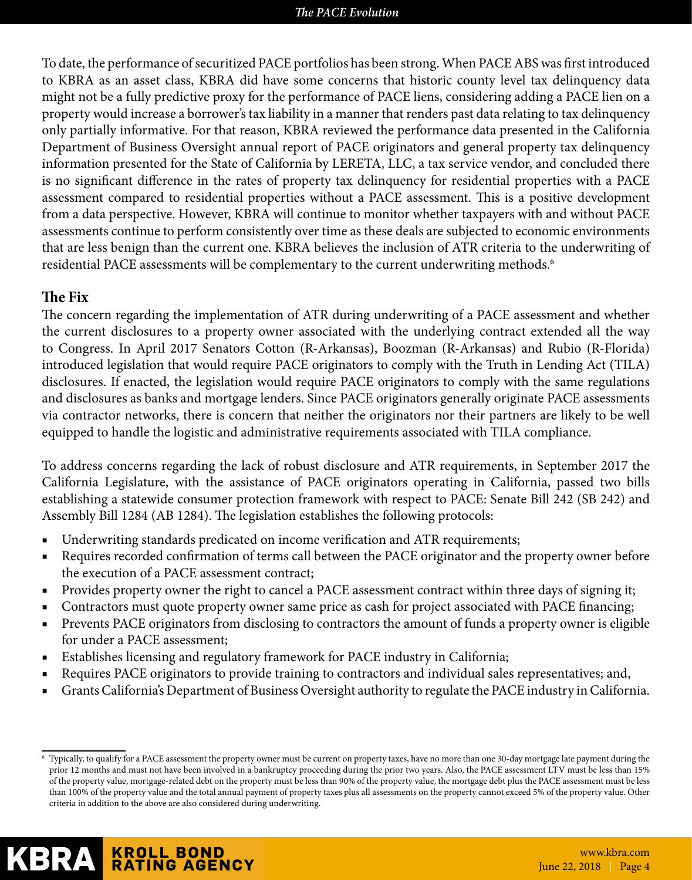To date, the performance of securitized PACE portfolios has been strong. When PACE ABS was first introduced to KBRA as an asset class, KBRA did have some concerns that historic county level tax delinquency data might not be a fully predictive proxy for the performance of PACE liens, considering adding a PACE lien on a property would increase a borrower's tax liability in a manner that renders past data relating to tax delinquency only partially informative. For that reason, KBRA reviewed the performance data presented in the California Department of Business Oversight annual report of PACE originators and general property tax delinquency information presented for the State of California by LERETA, LLC, a tax service vendor, and concluded there is no significant difference in the rates of property tax delinquency for residential properties with a PACE assessment compared to residential properties without a PACE assessment. This is a positive development from a data perspective. However, KBRA will continue to monitor whether taxpayers with and without PACE assessments continue to perform consistently over time as these deals are subjected to economic environments that are less benign than the current one. KBRA believes the inclusion of ATR criteria to the underwriting of residential PACE assessments will be complementary to the current underwriting methods.[6]

## The Fix

The concern regarding the implementation of ATR during underwriting of a PACE assessment and whether the current disclosures to a property owner associated with the underlying contract extended all the way to Congress. In April 2017 Senators Cotton (R-Arkansas), Boozman (R-Arkansas) and Rubio (R-Florida) introduced legislation that would require PACE originators to comply with the Truth in Lending Act (TILA) disclosures. If enacted, the legislation would require PACE originators to comply with the same regulations and disclosures as banks and mortgage lenders. Since PACE originators generally originate PACE assessments via contractor networks, there is concern that neither the originators nor their partners are likely to be well equipped to handle the logistic and administrative requirements associated with TILA compliance.

To address concerns regarding the lack of robust disclosure and ATR requirements, in September 2017 the California Legislature, with the assistance of PACE originators operating in California, passed two bills establishing a statewide consumer protection framework with respect to PACE: Senate Bill 242 (SB 242) and Assembly Bill 1284 (AB 1284). The legislation establishes the following protocols:

- Underwriting standards predicated on income verification and ATR requirements;
- Requires recorded confirmation of terms call between the PACE originator and the property owner before the execution of a PACE assessment contract;
- Provides property owner the right to cancel a PACE assessment contract within three days of signing it;
- Contractors must quote property owner same price as cash for project associated with PACE financing;
- Prevents PACE originators from disclosing to contractors the amount of funds a property owner is eligible for under a PACE assessment;
- Establishes licensing and regulatory framework for PACE industry in California;
- Requires PACE originators to provide training to contractors and individual sales representatives; and,
- Grants California's Department of Business Oversight authority to regulate the PACE industry in California.

[6] Typically, to qualify for a PACE assessment the property owner must be current on property taxes, have no more than one 30-day mortgage late payment during the prior 12 months and must not have been involved in a bankruptcy proceeding during the prior two years. Also, the PACE assessment LTV must be less than 15% of the property value, mortgage-related debt on the property must be less than 90% of the property value, the mortgage debt plus the PACE assessment must be less than 100% of the property value and the total annual payment of property taxes plus all assessments on the property cannot exceed 5% of the property value. Other criteria in addition to the above are also considered during underwriting.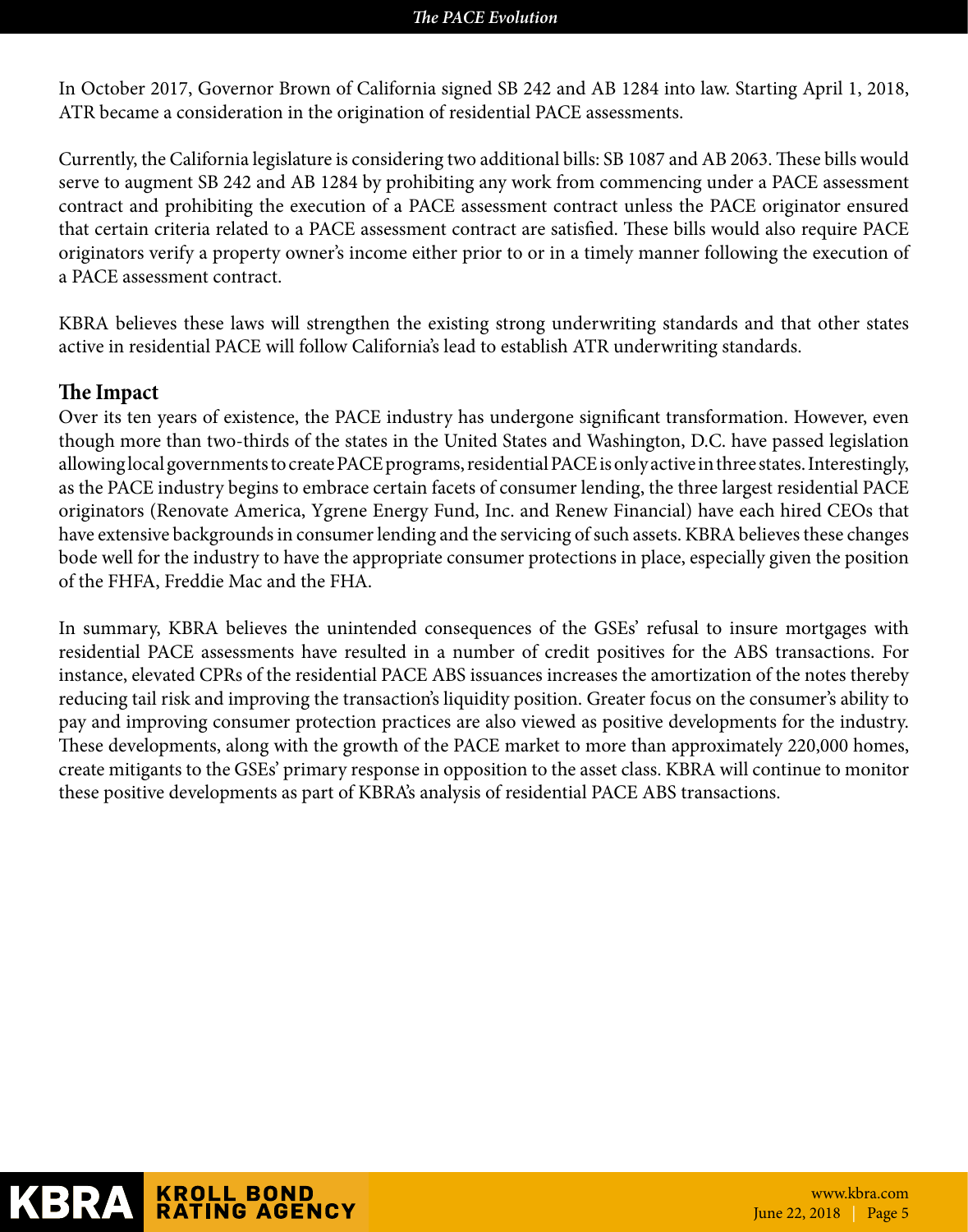In October 2017, Governor Brown of California signed SB 242 and AB 1284 into law. Starting April 1, 2018, ATR became a consideration in the origination of residential PACE assessments.

Currently, the California legislature is considering two additional bills: SB 1087 and AB 2063. These bills would serve to augment SB 242 and AB 1284 by prohibiting any work from commencing under a PACE assessment contract and prohibiting the execution of a PACE assessment contract unless the PACE originator ensured that certain criteria related to a PACE assessment contract are satisfied. These bills would also require PACE originators verify a property owner's income either prior to or in a timely manner following the execution of a PACE assessment contract.

KBRA believes these laws will strengthen the existing strong underwriting standards and that other states active in residential PACE will follow California's lead to establish ATR underwriting standards.

## The Impact

Over its ten years of existence, the PACE industry has undergone significant transformation. However, even though more than two-thirds of the states in the United States and Washington, D.C. have passed legislation allowing local governments to create PACE programs, residential PACE is only active in three states. Interestingly, as the PACE industry begins to embrace certain facets of consumer lending, the three largest residential PACE originators (Renovate America, Ygrene Energy Fund, Inc. and Renew Financial) have each hired CEOs that have extensive backgrounds in consumer lending and the servicing of such assets. KBRA believes these changes bode well for the industry to have the appropriate consumer protections in place, especially given the position of the FHFA, Freddie Mac and the FHA.

In summary, KBRA believes the unintended consequences of the GSEs' refusal to insure mortgages with residential PACE assessments have resulted in a number of credit positives for the ABS transactions. For instance, elevated CPRs of the residential PACE ABS issuances increases the amortization of the notes thereby reducing tail risk and improving the transaction's liquidity position. Greater focus on the consumer's ability to pay and improving consumer protection practices are also viewed as positive developments for the industry. These developments, along with the growth of the PACE market to more than approximately 220,000 homes, create mitigants to the GSEs' primary response in opposition to the asset class. KBRA will continue to monitor these positive developments as part of KBRA's analysis of residential PACE ABS transactions.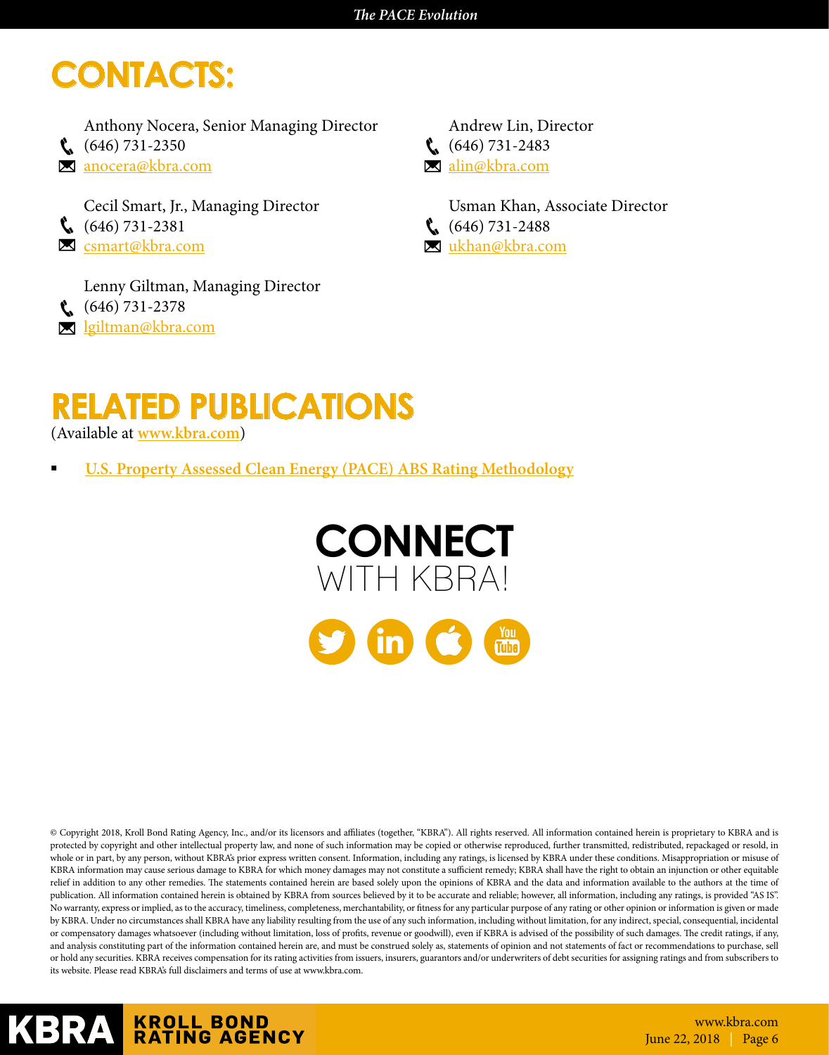# CONTACTS:

Anthony Nocera, Senior Managing Director
(646) 731-2350
anocera@kbra.com

Cecil Smart, Jr., Managing Director
(646) 731-2381
csmart@kbra.com

Lenny Giltman, Managing Director
(646) 731-2378
lgiltman@kbra.com

Andrew Lin, Director
(646) 731-2483
alin@kbra.com

Usman Khan, Associate Director
(646) 731-2488
ukhan@kbra.com

# RELATED PUBLICATIONS

(Available at **www.kbra.com**)

- **U.S. Property Assessed Clean Energy (PACE) ABS Rating Methodology**

**CONNECT**
WITH KBRA!

© Copyright 2018, Kroll Bond Rating Agency, Inc., and/or its licensors and affiliates (together, "KBRA"). All rights reserved. All information contained herein is proprietary to KBRA and is protected by copyright and other intellectual property law, and none of such information may be copied or otherwise reproduced, further transmitted, redistributed, repackaged or resold, in whole or in part, by any person, without KBRA's prior express written consent. Information, including any ratings, is licensed by KBRA under these conditions. Misappropriation or misuse of KBRA information may cause serious damage to KBRA for which money damages may not constitute a sufficient remedy; KBRA shall have the right to obtain an injunction or other equitable relief in addition to any other remedies. The statements contained herein are based solely upon the opinions of KBRA and the data and information available to the authors at the time of publication. All information contained herein is obtained by KBRA from sources believed by it to be accurate and reliable; however, all information, including any ratings, is provided "AS IS". No warranty, express or implied, as to the accuracy, timeliness, completeness, merchantability, or fitness for any particular purpose of any rating or other opinion or information is given or made by KBRA. Under no circumstances shall KBRA have any liability resulting from the use of any such information, including without limitation, for any indirect, special, consequential, incidental or compensatory damages whatsoever (including without limitation, loss of profits, revenue or goodwill), even if KBRA is advised of the possibility of such damages. The credit ratings, if any, and analysis constituting part of the information contained herein are, and must be construed solely as, statements of opinion and not statements of fact or recommendations to purchase, sell or hold any securities. KBRA receives compensation for its rating activities from issuers, insurers, guarantors and/or underwriters of debt securities for assigning ratings and from subscribers to its website. Please read KBRA's full disclaimers and terms of use at www.kbra.com.